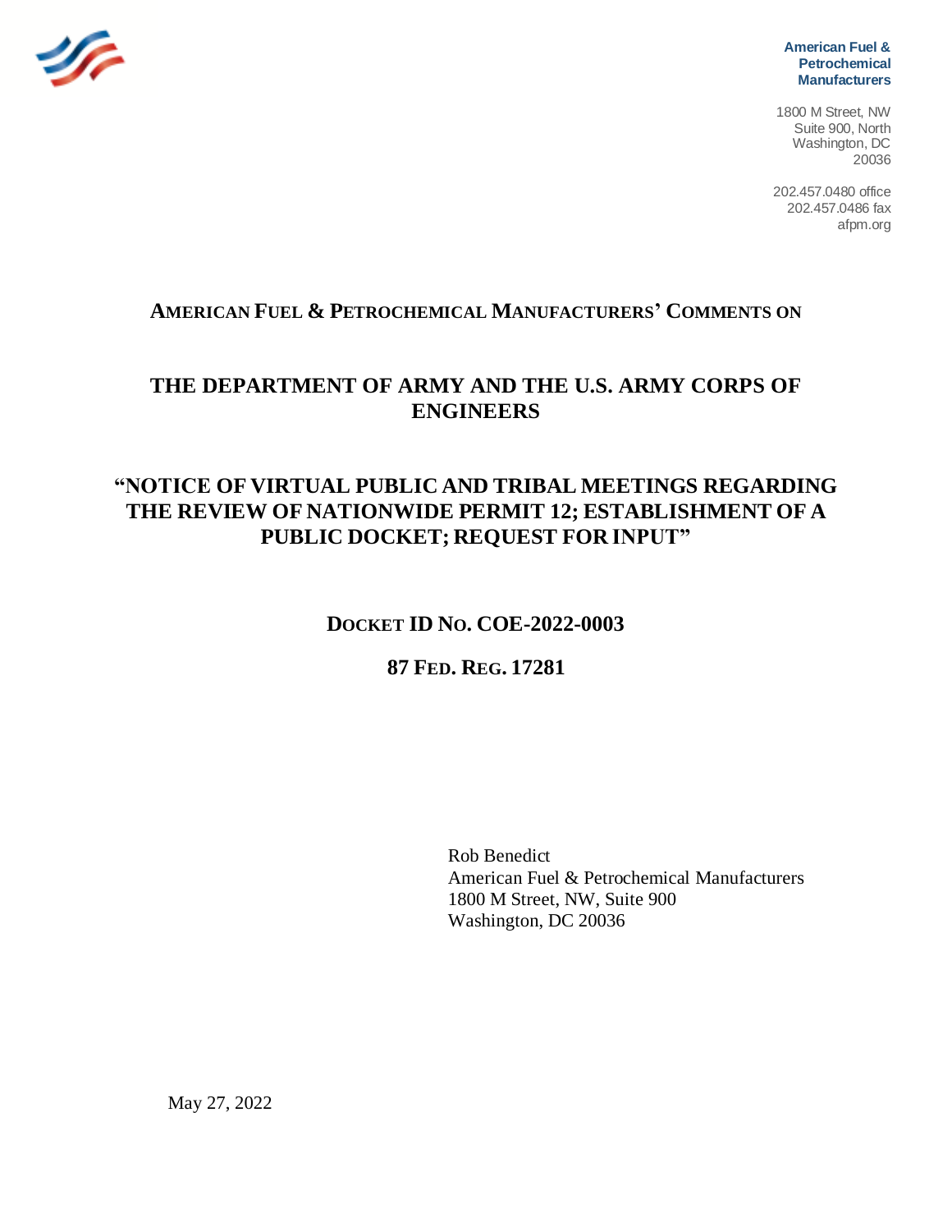American Fuel & Petrochemical Manufacturers

1800 M Street, NW
Suite 900, North
Washington, DC
20036

202.457.0480 office
202.457.0486 fax
afpm.org

# AMERICAN FUEL & PETROCHEMICAL MANUFACTURERS' COMMENTS ON

# THE DEPARTMENT OF ARMY AND THE U.S. ARMY CORPS OF ENGINEERS

# "NOTICE OF VIRTUAL PUBLIC AND TRIBAL MEETINGS REGARDING THE REVIEW OF NATIONWIDE PERMIT 12; ESTABLISHMENT OF A PUBLIC DOCKET; REQUEST FOR INPUT"

## DOCKET ID NO. COE-2022-0003

## 87 FED. REG. 17281

Rob Benedict
American Fuel & Petrochemical Manufacturers
1800 M Street, NW, Suite 900
Washington, DC 20036

May 27, 2022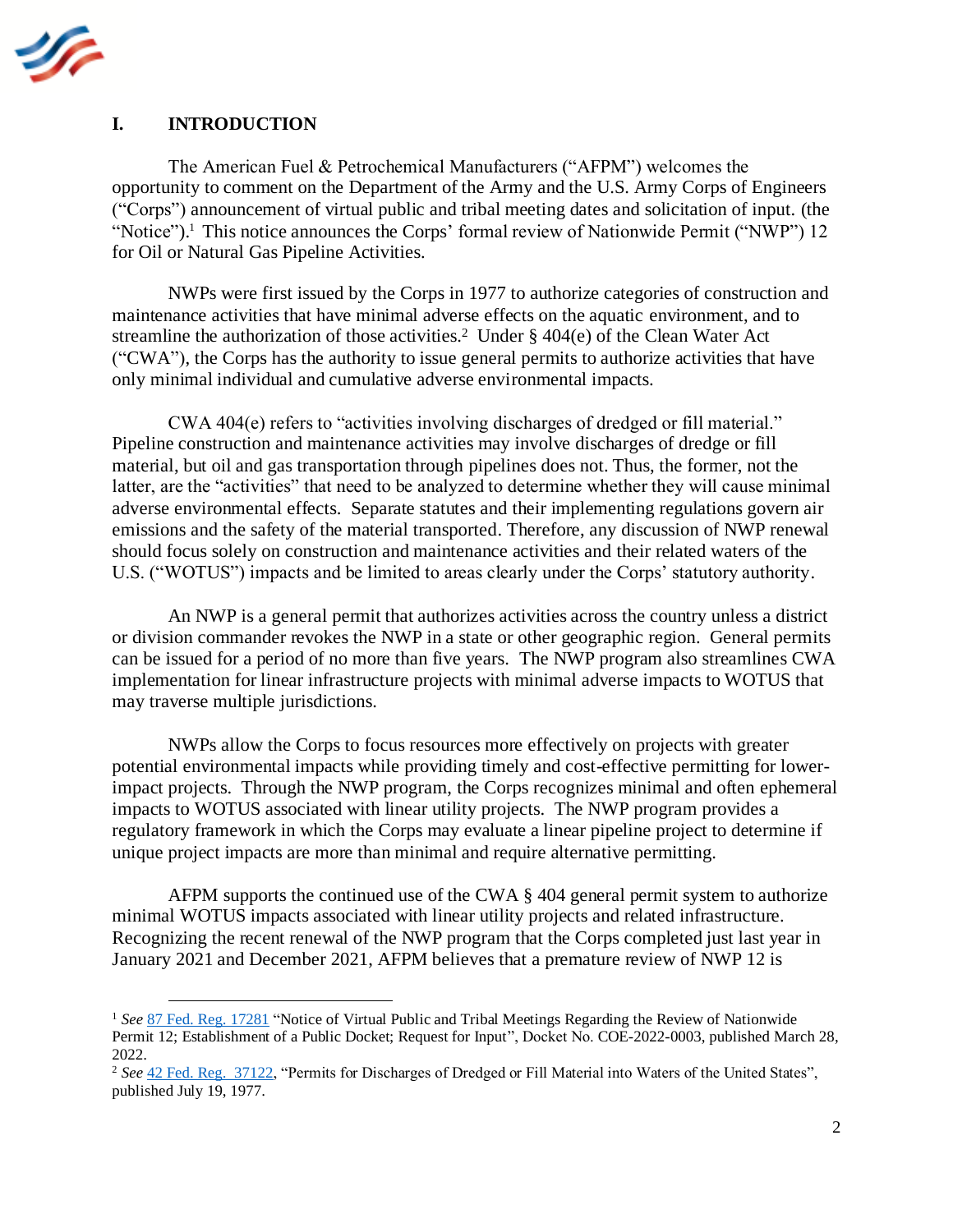## I. INTRODUCTION

The American Fuel & Petrochemical Manufacturers ("AFPM") welcomes the opportunity to comment on the Department of the Army and the U.S. Army Corps of Engineers ("Corps") announcement of virtual public and tribal meeting dates and solicitation of input. (the "Notice").[1] This notice announces the Corps' formal review of Nationwide Permit ("NWP") 12 for Oil or Natural Gas Pipeline Activities.

NWPs were first issued by the Corps in 1977 to authorize categories of construction and maintenance activities that have minimal adverse effects on the aquatic environment, and to streamline the authorization of those activities.[2] Under § 404(e) of the Clean Water Act ("CWA"), the Corps has the authority to issue general permits to authorize activities that have only minimal individual and cumulative adverse environmental impacts.

CWA 404(e) refers to "activities involving discharges of dredged or fill material." Pipeline construction and maintenance activities may involve discharges of dredge or fill material, but oil and gas transportation through pipelines does not. Thus, the former, not the latter, are the "activities" that need to be analyzed to determine whether they will cause minimal adverse environmental effects. Separate statutes and their implementing regulations govern air emissions and the safety of the material transported. Therefore, any discussion of NWP renewal should focus solely on construction and maintenance activities and their related waters of the U.S. ("WOTUS") impacts and be limited to areas clearly under the Corps' statutory authority.

An NWP is a general permit that authorizes activities across the country unless a district or division commander revokes the NWP in a state or other geographic region. General permits can be issued for a period of no more than five years. The NWP program also streamlines CWA implementation for linear infrastructure projects with minimal adverse impacts to WOTUS that may traverse multiple jurisdictions.

NWPs allow the Corps to focus resources more effectively on projects with greater potential environmental impacts while providing timely and cost-effective permitting for lower-impact projects. Through the NWP program, the Corps recognizes minimal and often ephemeral impacts to WOTUS associated with linear utility projects. The NWP program provides a regulatory framework in which the Corps may evaluate a linear pipeline project to determine if unique project impacts are more than minimal and require alternative permitting.

AFPM supports the continued use of the CWA § 404 general permit system to authorize minimal WOTUS impacts associated with linear utility projects and related infrastructure. Recognizing the recent renewal of the NWP program that the Corps completed just last year in January 2021 and December 2021, AFPM believes that a premature review of NWP 12 is

---

[1] *See* 87 Fed. Reg. 17281 "Notice of Virtual Public and Tribal Meetings Regarding the Review of Nationwide Permit 12; Establishment of a Public Docket; Request for Input", Docket No. COE-2022-0003, published March 28, 2022.

[2] *See* 42 Fed. Reg. 37122, "Permits for Discharges of Dredged or Fill Material into Waters of the United States", published July 19, 1977.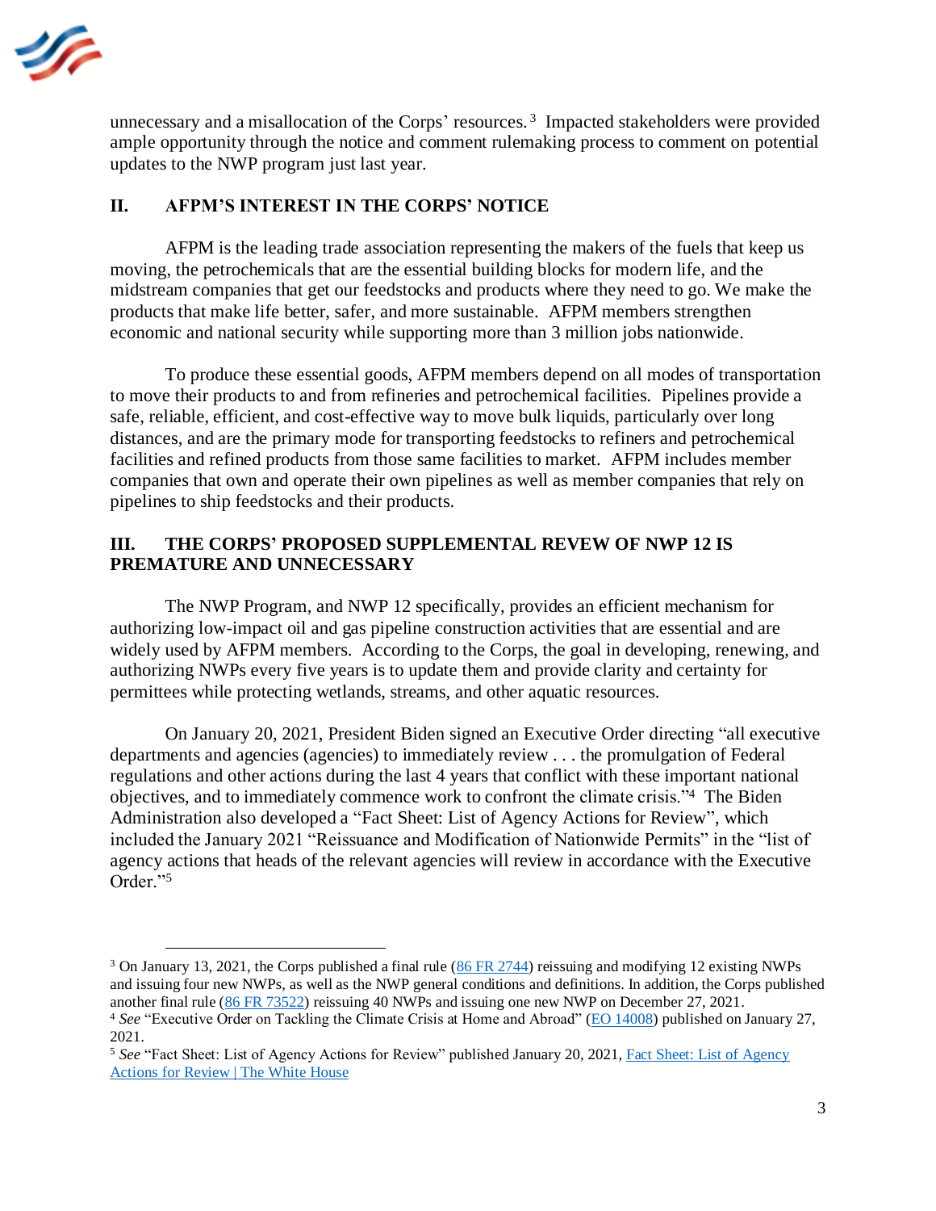unnecessary and a misallocation of the Corps' resources.[3] Impacted stakeholders were provided ample opportunity through the notice and comment rulemaking process to comment on potential updates to the NWP program just last year.

## II. AFPM'S INTEREST IN THE CORPS' NOTICE

AFPM is the leading trade association representing the makers of the fuels that keep us moving, the petrochemicals that are the essential building blocks for modern life, and the midstream companies that get our feedstocks and products where they need to go. We make the products that make life better, safer, and more sustainable. AFPM members strengthen economic and national security while supporting more than 3 million jobs nationwide.

To produce these essential goods, AFPM members depend on all modes of transportation to move their products to and from refineries and petrochemical facilities. Pipelines provide a safe, reliable, efficient, and cost-effective way to move bulk liquids, particularly over long distances, and are the primary mode for transporting feedstocks to refiners and petrochemical facilities and refined products from those same facilities to market. AFPM includes member companies that own and operate their own pipelines as well as member companies that rely on pipelines to ship feedstocks and their products.

## III. THE CORPS' PROPOSED SUPPLEMENTAL REVIEW OF NWP 12 IS PREMATURE AND UNNECESSARY

The NWP Program, and NWP 12 specifically, provides an efficient mechanism for authorizing low-impact oil and gas pipeline construction activities that are essential and are widely used by AFPM members. According to the Corps, the goal in developing, renewing, and authorizing NWPs every five years is to update them and provide clarity and certainty for permittees while protecting wetlands, streams, and other aquatic resources.

On January 20, 2021, President Biden signed an Executive Order directing "all executive departments and agencies (agencies) to immediately review . . . the promulgation of Federal regulations and other actions during the last 4 years that conflict with these important national objectives, and to immediately commence work to confront the climate crisis."[4] The Biden Administration also developed a "Fact Sheet: List of Agency Actions for Review", which included the January 2021 "Reissuance and Modification of Nationwide Permits" in the "list of agency actions that heads of the relevant agencies will review in accordance with the Executive Order."[5]

---

[3] On January 13, 2021, the Corps published a final rule (86 FR 2744) reissuing and modifying 12 existing NWPs and issuing four new NWPs, as well as the NWP general conditions and definitions. In addition, the Corps published another final rule (86 FR 73522) reissuing 40 NWPs and issuing one new NWP on December 27, 2021.

[4] *See* "Executive Order on Tackling the Climate Crisis at Home and Abroad" (EO 14008) published on January 27, 2021.

[5] *See* "Fact Sheet: List of Agency Actions for Review" published January 20, 2021, Fact Sheet: List of Agency Actions for Review | The White House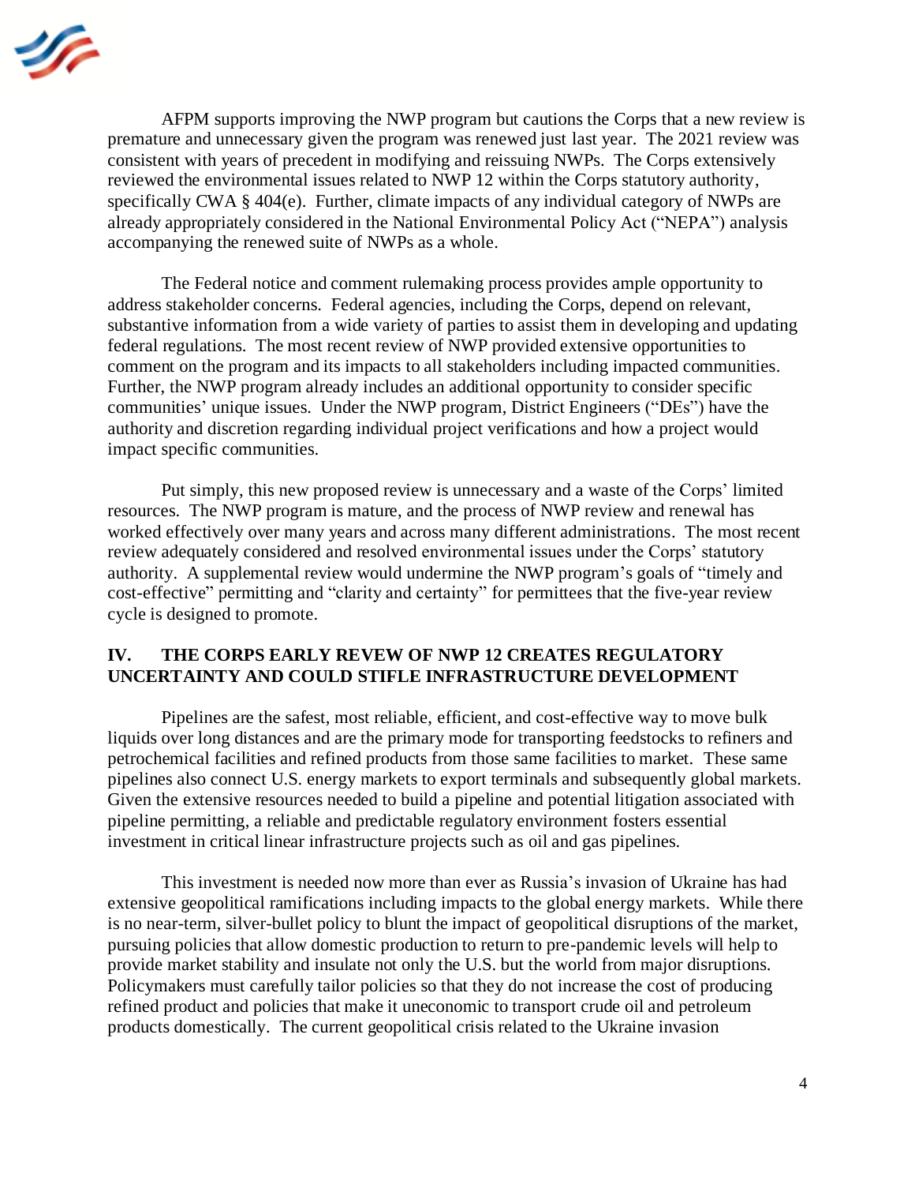AFPM supports improving the NWP program but cautions the Corps that a new review is premature and unnecessary given the program was renewed just last year. The 2021 review was consistent with years of precedent in modifying and reissuing NWPs. The Corps extensively reviewed the environmental issues related to NWP 12 within the Corps statutory authority, specifically CWA § 404(e). Further, climate impacts of any individual category of NWPs are already appropriately considered in the National Environmental Policy Act ("NEPA") analysis accompanying the renewed suite of NWPs as a whole.

The Federal notice and comment rulemaking process provides ample opportunity to address stakeholder concerns. Federal agencies, including the Corps, depend on relevant, substantive information from a wide variety of parties to assist them in developing and updating federal regulations. The most recent review of NWP provided extensive opportunities to comment on the program and its impacts to all stakeholders including impacted communities. Further, the NWP program already includes an additional opportunity to consider specific communities' unique issues. Under the NWP program, District Engineers ("DEs") have the authority and discretion regarding individual project verifications and how a project would impact specific communities.

Put simply, this new proposed review is unnecessary and a waste of the Corps' limited resources. The NWP program is mature, and the process of NWP review and renewal has worked effectively over many years and across many different administrations. The most recent review adequately considered and resolved environmental issues under the Corps' statutory authority. A supplemental review would undermine the NWP program's goals of "timely and cost-effective" permitting and "clarity and certainty" for permittees that the five-year review cycle is designed to promote.

## IV. THE CORPS EARLY REVEW OF NWP 12 CREATES REGULATORY UNCERTAINTY AND COULD STIFLE INFRASTRUCTURE DEVELOPMENT

Pipelines are the safest, most reliable, efficient, and cost-effective way to move bulk liquids over long distances and are the primary mode for transporting feedstocks to refiners and petrochemical facilities and refined products from those same facilities to market. These same pipelines also connect U.S. energy markets to export terminals and subsequently global markets. Given the extensive resources needed to build a pipeline and potential litigation associated with pipeline permitting, a reliable and predictable regulatory environment fosters essential investment in critical linear infrastructure projects such as oil and gas pipelines.

This investment is needed now more than ever as Russia's invasion of Ukraine has had extensive geopolitical ramifications including impacts to the global energy markets. While there is no near-term, silver-bullet policy to blunt the impact of geopolitical disruptions of the market, pursuing policies that allow domestic production to return to pre-pandemic levels will help to provide market stability and insulate not only the U.S. but the world from major disruptions. Policymakers must carefully tailor policies so that they do not increase the cost of producing refined product and policies that make it uneconomic to transport crude oil and petroleum products domestically. The current geopolitical crisis related to the Ukraine invasion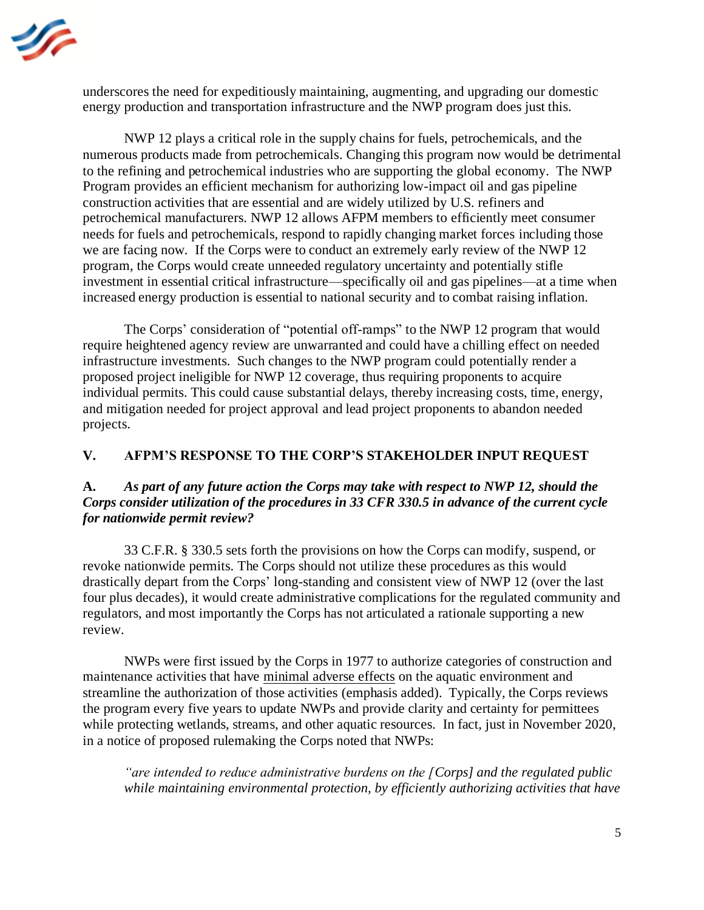underscores the need for expeditiously maintaining, augmenting, and upgrading our domestic energy production and transportation infrastructure and the NWP program does just this.

NWP 12 plays a critical role in the supply chains for fuels, petrochemicals, and the numerous products made from petrochemicals. Changing this program now would be detrimental to the refining and petrochemical industries who are supporting the global economy. The NWP Program provides an efficient mechanism for authorizing low-impact oil and gas pipeline construction activities that are essential and are widely utilized by U.S. refiners and petrochemical manufacturers. NWP 12 allows AFPM members to efficiently meet consumer needs for fuels and petrochemicals, respond to rapidly changing market forces including those we are facing now. If the Corps were to conduct an extremely early review of the NWP 12 program, the Corps would create unneeded regulatory uncertainty and potentially stifle investment in essential critical infrastructure—specifically oil and gas pipelines—at a time when increased energy production is essential to national security and to combat raising inflation.

The Corps' consideration of "potential off-ramps" to the NWP 12 program that would require heightened agency review are unwarranted and could have a chilling effect on needed infrastructure investments. Such changes to the NWP program could potentially render a proposed project ineligible for NWP 12 coverage, thus requiring proponents to acquire individual permits. This could cause substantial delays, thereby increasing costs, time, energy, and mitigation needed for project approval and lead project proponents to abandon needed projects.

## V. AFPM'S RESPONSE TO THE CORP'S STAKEHOLDER INPUT REQUEST

### A. *As part of any future action the Corps may take with respect to NWP 12, should the Corps consider utilization of the procedures in 33 CFR 330.5 in advance of the current cycle for nationwide permit review?*

33 C.F.R. § 330.5 sets forth the provisions on how the Corps can modify, suspend, or revoke nationwide permits. The Corps should not utilize these procedures as this would drastically depart from the Corps' long-standing and consistent view of NWP 12 (over the last four plus decades), it would create administrative complications for the regulated community and regulators, and most importantly the Corps has not articulated a rationale supporting a new review.

NWPs were first issued by the Corps in 1977 to authorize categories of construction and maintenance activities that have <u>minimal adverse effects</u> on the aquatic environment and streamline the authorization of those activities (emphasis added). Typically, the Corps reviews the program every five years to update NWPs and provide clarity and certainty for permittees while protecting wetlands, streams, and other aquatic resources. In fact, just in November 2020, in a notice of proposed rulemaking the Corps noted that NWPs:

> *"are intended to reduce administrative burdens on the [Corps] and the regulated public while maintaining environmental protection, by efficiently authorizing activities that have*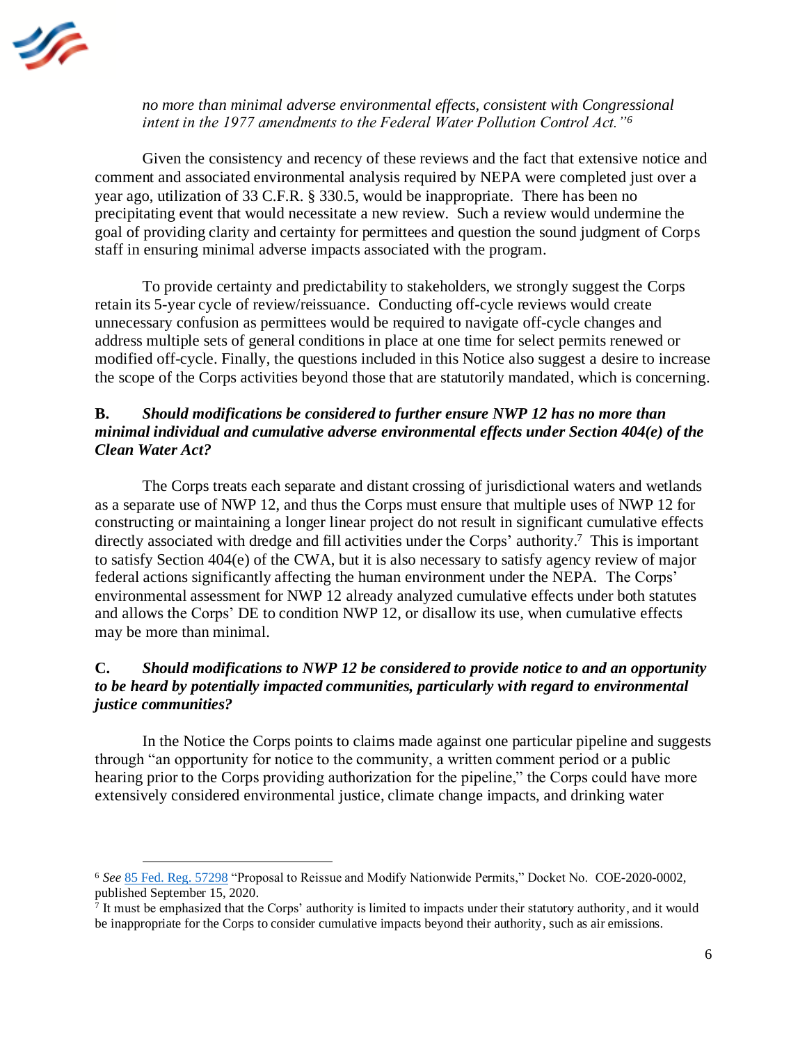*no more than minimal adverse environmental effects, consistent with Congressional intent in the 1977 amendments to the Federal Water Pollution Control Act."*[6]

Given the consistency and recency of these reviews and the fact that extensive notice and comment and associated environmental analysis required by NEPA were completed just over a year ago, utilization of 33 C.F.R. § 330.5, would be inappropriate. There has been no precipitating event that would necessitate a new review. Such a review would undermine the goal of providing clarity and certainty for permittees and question the sound judgment of Corps staff in ensuring minimal adverse impacts associated with the program.

To provide certainty and predictability to stakeholders, we strongly suggest the Corps retain its 5-year cycle of review/reissuance. Conducting off-cycle reviews would create unnecessary confusion as permittees would be required to navigate off-cycle changes and address multiple sets of general conditions in place at one time for select permits renewed or modified off-cycle. Finally, the questions included in this Notice also suggest a desire to increase the scope of the Corps activities beyond those that are statutorily mandated, which is concerning.

**B. *Should modifications be considered to further ensure NWP 12 has no more than minimal individual and cumulative adverse environmental effects under Section 404(e) of the Clean Water Act?***

The Corps treats each separate and distant crossing of jurisdictional waters and wetlands as a separate use of NWP 12, and thus the Corps must ensure that multiple uses of NWP 12 for constructing or maintaining a longer linear project do not result in significant cumulative effects directly associated with dredge and fill activities under the Corps' authority.[7] This is important to satisfy Section 404(e) of the CWA, but it is also necessary to satisfy agency review of major federal actions significantly affecting the human environment under the NEPA. The Corps' environmental assessment for NWP 12 already analyzed cumulative effects under both statutes and allows the Corps' DE to condition NWP 12, or disallow its use, when cumulative effects may be more than minimal.

**C. *Should modifications to NWP 12 be considered to provide notice to and an opportunity to be heard by potentially impacted communities, particularly with regard to environmental justice communities?***

In the Notice the Corps points to claims made against one particular pipeline and suggests through "an opportunity for notice to the community, a written comment period or a public hearing prior to the Corps providing authorization for the pipeline," the Corps could have more extensively considered environmental justice, climate change impacts, and drinking water

---

[6] *See* 85 Fed. Reg. 57298 "Proposal to Reissue and Modify Nationwide Permits," Docket No. COE-2020-0002, published September 15, 2020.

[7] It must be emphasized that the Corps' authority is limited to impacts under their statutory authority, and it would be inappropriate for the Corps to consider cumulative impacts beyond their authority, such as air emissions.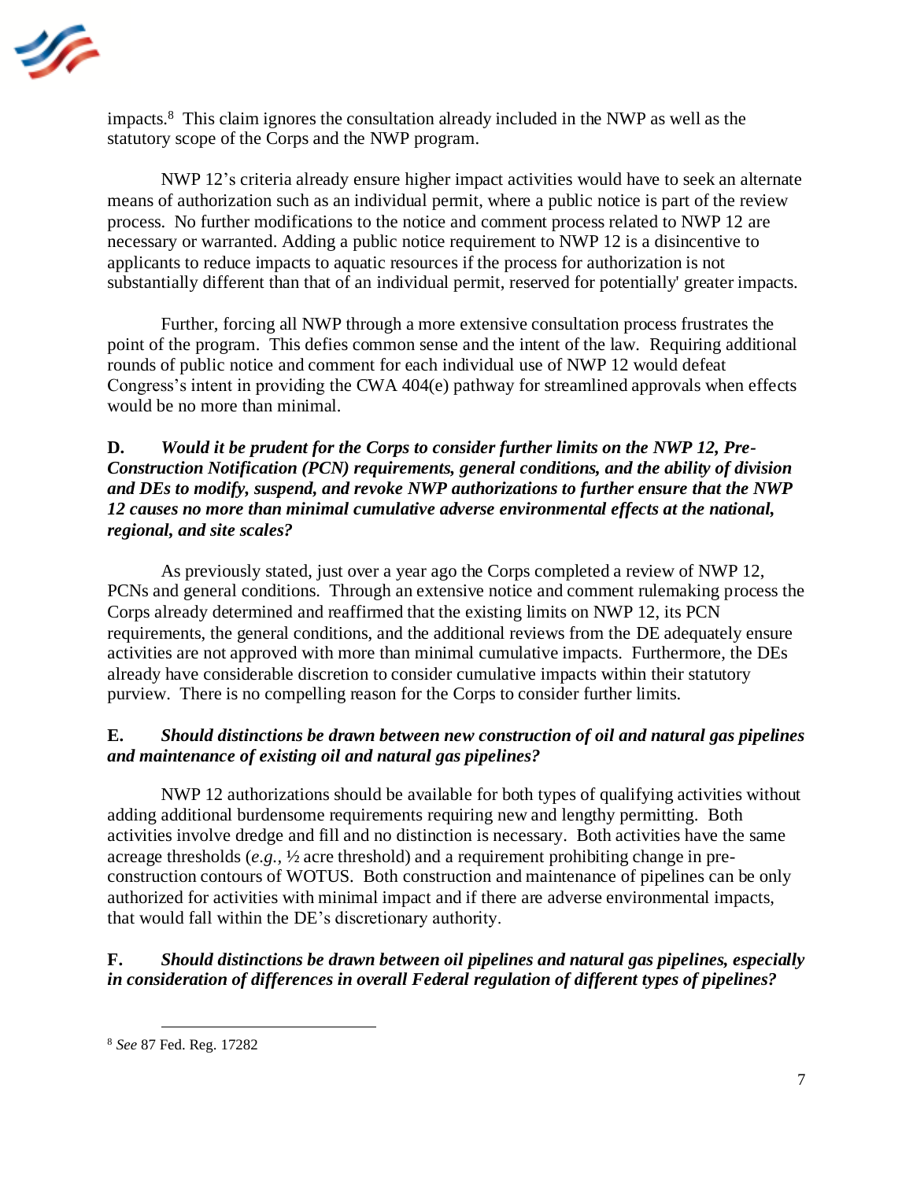impacts.[8] This claim ignores the consultation already included in the NWP as well as the statutory scope of the Corps and the NWP program.

NWP 12's criteria already ensure higher impact activities would have to seek an alternate means of authorization such as an individual permit, where a public notice is part of the review process. No further modifications to the notice and comment process related to NWP 12 are necessary or warranted. Adding a public notice requirement to NWP 12 is a disincentive to applicants to reduce impacts to aquatic resources if the process for authorization is not substantially different than that of an individual permit, reserved for potentially' greater impacts.

Further, forcing all NWP through a more extensive consultation process frustrates the point of the program. This defies common sense and the intent of the law. Requiring additional rounds of public notice and comment for each individual use of NWP 12 would defeat Congress's intent in providing the CWA 404(e) pathway for streamlined approvals when effects would be no more than minimal.

**D. *Would it be prudent for the Corps to consider further limits on the NWP 12, Pre-Construction Notification (PCN) requirements, general conditions, and the ability of division and DEs to modify, suspend, and revoke NWP authorizations to further ensure that the NWP 12 causes no more than minimal cumulative adverse environmental effects at the national, regional, and site scales?***

As previously stated, just over a year ago the Corps completed a review of NWP 12, PCNs and general conditions. Through an extensive notice and comment rulemaking process the Corps already determined and reaffirmed that the existing limits on NWP 12, its PCN requirements, the general conditions, and the additional reviews from the DE adequately ensure activities are not approved with more than minimal cumulative impacts. Furthermore, the DEs already have considerable discretion to consider cumulative impacts within their statutory purview. There is no compelling reason for the Corps to consider further limits.

**E. *Should distinctions be drawn between new construction of oil and natural gas pipelines and maintenance of existing oil and natural gas pipelines?***

NWP 12 authorizations should be available for both types of qualifying activities without adding additional burdensome requirements requiring new and lengthy permitting. Both activities involve dredge and fill and no distinction is necessary. Both activities have the same acreage thresholds (*e.g.*, ½ acre threshold) and a requirement prohibiting change in pre-construction contours of WOTUS. Both construction and maintenance of pipelines can be only authorized for activities with minimal impact and if there are adverse environmental impacts, that would fall within the DE's discretionary authority.

**F. *Should distinctions be drawn between oil pipelines and natural gas pipelines, especially in consideration of differences in overall Federal regulation of different types of pipelines?***

---

[8] *See* 87 Fed. Reg. 17282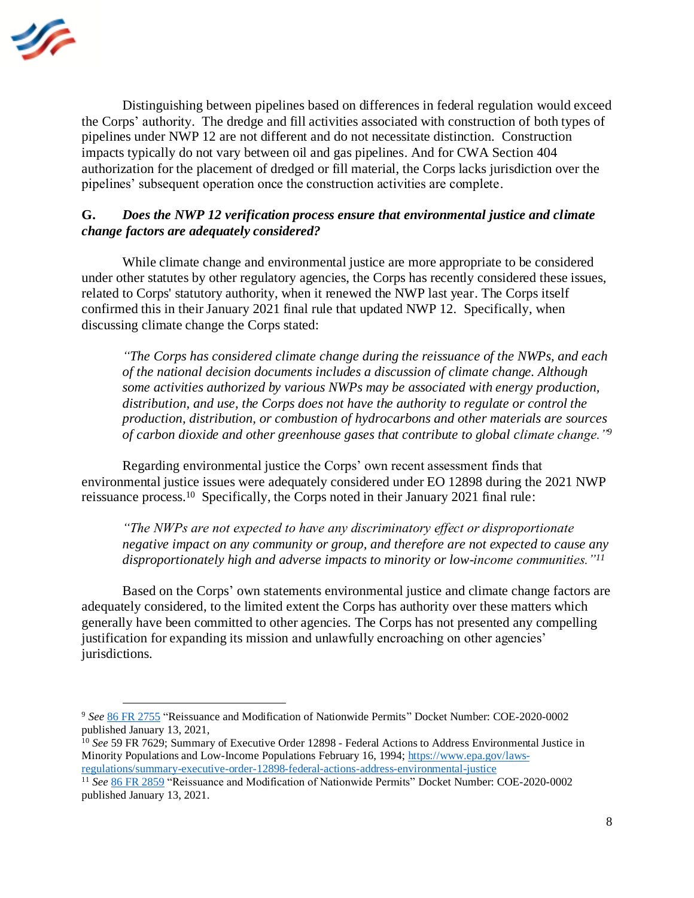Distinguishing between pipelines based on differences in federal regulation would exceed the Corps' authority. The dredge and fill activities associated with construction of both types of pipelines under NWP 12 are not different and do not necessitate distinction. Construction impacts typically do not vary between oil and gas pipelines. And for CWA Section 404 authorization for the placement of dredged or fill material, the Corps lacks jurisdiction over the pipelines' subsequent operation once the construction activities are complete.

**G. *Does the NWP 12 verification process ensure that environmental justice and climate change factors are adequately considered?***

While climate change and environmental justice are more appropriate to be considered under other statutes by other regulatory agencies, the Corps has recently considered these issues, related to Corps' statutory authority, when it renewed the NWP last year. The Corps itself confirmed this in their January 2021 final rule that updated NWP 12. Specifically, when discussing climate change the Corps stated:

> *"The Corps has considered climate change during the reissuance of the NWPs, and each of the national decision documents includes a discussion of climate change. Although some activities authorized by various NWPs may be associated with energy production, distribution, and use, the Corps does not have the authority to regulate or control the production, distribution, or combustion of hydrocarbons and other materials are sources of carbon dioxide and other greenhouse gases that contribute to global climate change."*[9]

Regarding environmental justice the Corps' own recent assessment finds that environmental justice issues were adequately considered under EO 12898 during the 2021 NWP reissuance process.[10] Specifically, the Corps noted in their January 2021 final rule:

> *"The NWPs are not expected to have any discriminatory effect or disproportionate negative impact on any community or group, and therefore are not expected to cause any disproportionately high and adverse impacts to minority or low-income communities."*[11]

Based on the Corps' own statements environmental justice and climate change factors are adequately considered, to the limited extent the Corps has authority over these matters which generally have been committed to other agencies. The Corps has not presented any compelling justification for expanding its mission and unlawfully encroaching on other agencies' jurisdictions.

---

[9] *See* 86 FR 2755 "Reissuance and Modification of Nationwide Permits" Docket Number: COE-2020-0002 published January 13, 2021,

[10] *See* 59 FR 7629; Summary of Executive Order 12898 - Federal Actions to Address Environmental Justice in Minority Populations and Low-Income Populations February 16, 1994; https://www.epa.gov/laws-regulations/summary-executive-order-12898-federal-actions-address-environmental-justice

[11] *See* 86 FR 2859 "Reissuance and Modification of Nationwide Permits" Docket Number: COE-2020-0002 published January 13, 2021.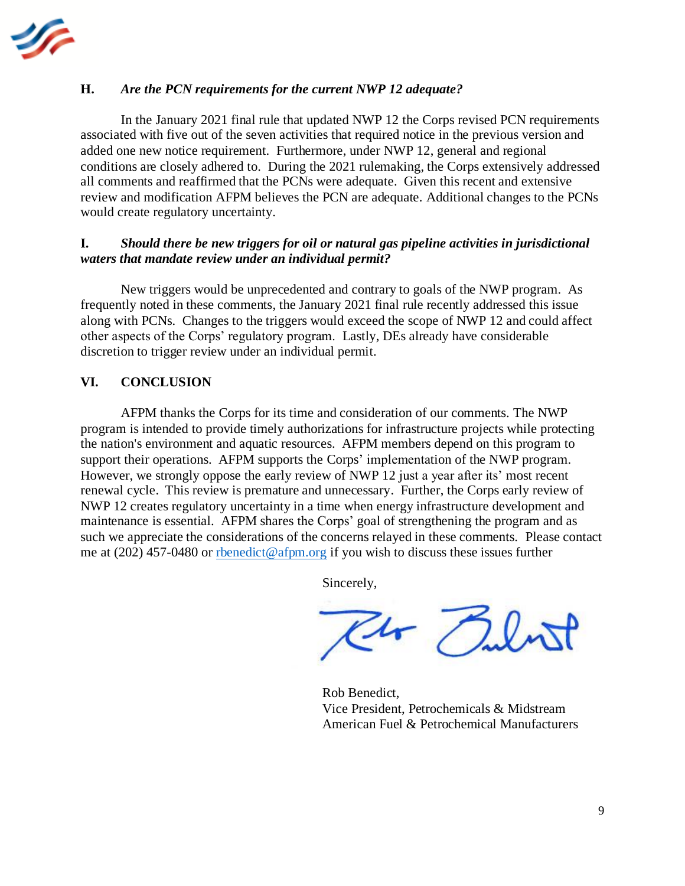### H. *Are the PCN requirements for the current NWP 12 adequate?*

In the January 2021 final rule that updated NWP 12 the Corps revised PCN requirements associated with five out of the seven activities that required notice in the previous version and added one new notice requirement. Furthermore, under NWP 12, general and regional conditions are closely adhered to. During the 2021 rulemaking, the Corps extensively addressed all comments and reaffirmed that the PCNs were adequate. Given this recent and extensive review and modification AFPM believes the PCN are adequate. Additional changes to the PCNs would create regulatory uncertainty.

### I. *Should there be new triggers for oil or natural gas pipeline activities in jurisdictional waters that mandate review under an individual permit?*

New triggers would be unprecedented and contrary to goals of the NWP program. As frequently noted in these comments, the January 2021 final rule recently addressed this issue along with PCNs. Changes to the triggers would exceed the scope of NWP 12 and could affect other aspects of the Corps' regulatory program. Lastly, DEs already have considerable discretion to trigger review under an individual permit.

## VI. CONCLUSION

AFPM thanks the Corps for its time and consideration of our comments. The NWP program is intended to provide timely authorizations for infrastructure projects while protecting the nation's environment and aquatic resources. AFPM members depend on this program to support their operations. AFPM supports the Corps' implementation of the NWP program. However, we strongly oppose the early review of NWP 12 just a year after its' most recent renewal cycle. This review is premature and unnecessary. Further, the Corps early review of NWP 12 creates regulatory uncertainty in a time when energy infrastructure development and maintenance is essential. AFPM shares the Corps' goal of strengthening the program and as such we appreciate the considerations of the concerns relayed in these comments. Please contact me at (202) 457-0480 or [rbenedict@afpm.org](mailto:rbenedict@afpm.org) if you wish to discuss these issues further

Sincerely,

Rob Benedict,
Vice President, Petrochemicals & Midstream
American Fuel & Petrochemical Manufacturers